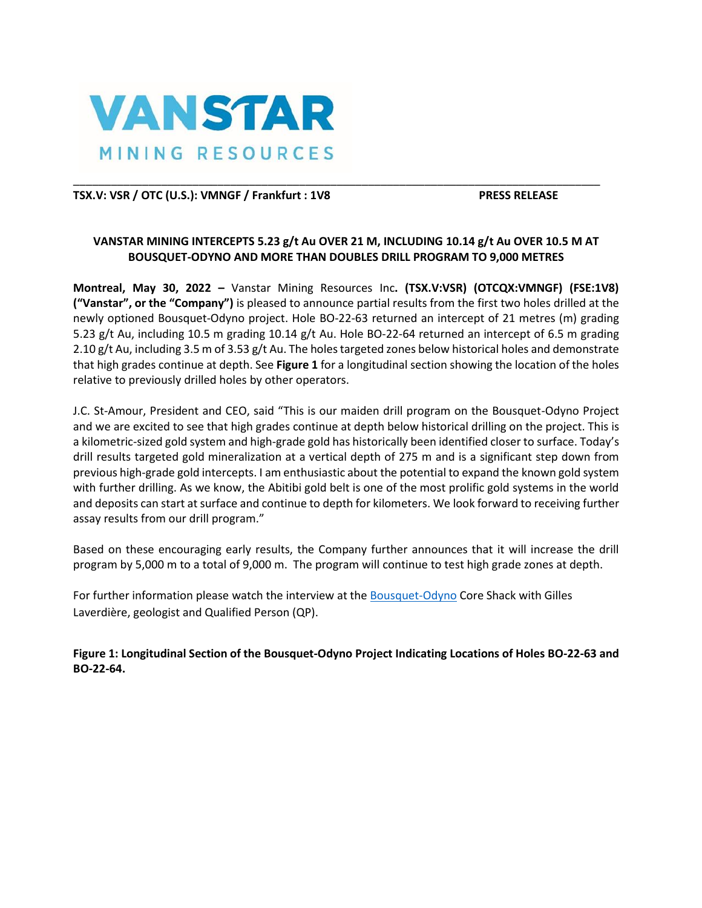VANSTAR
MINING RESOURCES

**TSX.V: VSR / OTC (U.S.): VMNGF / Frankfurt : 1V8** **PRESS RELEASE**

**VANSTAR MINING INTERCEPTS 5.23 g/t Au OVER 21 M, INCLUDING 10.14 g/t Au OVER 10.5 M AT BOUSQUET-ODYNO AND MORE THAN DOUBLES DRILL PROGRAM TO 9,000 METRES**

**Montreal, May 30, 2022 –** Vanstar Mining Resources Inc**. (TSX.V:VSR) (OTCQX:VMNGF) (FSE:1V8) ("Vanstar", or the "Company")** is pleased to announce partial results from the first two holes drilled at the newly optioned Bousquet-Odyno project. Hole BO-22-63 returned an intercept of 21 metres (m) grading 5.23 g/t Au, including 10.5 m grading 10.14 g/t Au. Hole BO-22-64 returned an intercept of 6.5 m grading 2.10 g/t Au, including 3.5 m of 3.53 g/t Au. The holes targeted zones below historical holes and demonstrate that high grades continue at depth. See **Figure 1** for a longitudinal section showing the location of the holes relative to previously drilled holes by other operators.

J.C. St-Amour, President and CEO, said "This is our maiden drill program on the Bousquet-Odyno Project and we are excited to see that high grades continue at depth below historical drilling on the project. This is a kilometric-sized gold system and high-grade gold has historically been identified closer to surface. Today's drill results targeted gold mineralization at a vertical depth of 275 m and is a significant step down from previous high-grade gold intercepts. I am enthusiastic about the potential to expand the known gold system with further drilling. As we know, the Abitibi gold belt is one of the most prolific gold systems in the world and deposits can start at surface and continue to depth for kilometers. We look forward to receiving further assay results from our drill program."

Based on these encouraging early results, the Company further announces that it will increase the drill program by 5,000 m to a total of 9,000 m. The program will continue to test high grade zones at depth.

For further information please watch the interview at the Bousquet-Odyno Core Shack with Gilles Laverdière, geologist and Qualified Person (QP).

**Figure 1: Longitudinal Section of the Bousquet-Odyno Project Indicating Locations of Holes BO-22-63 and BO-22-64.**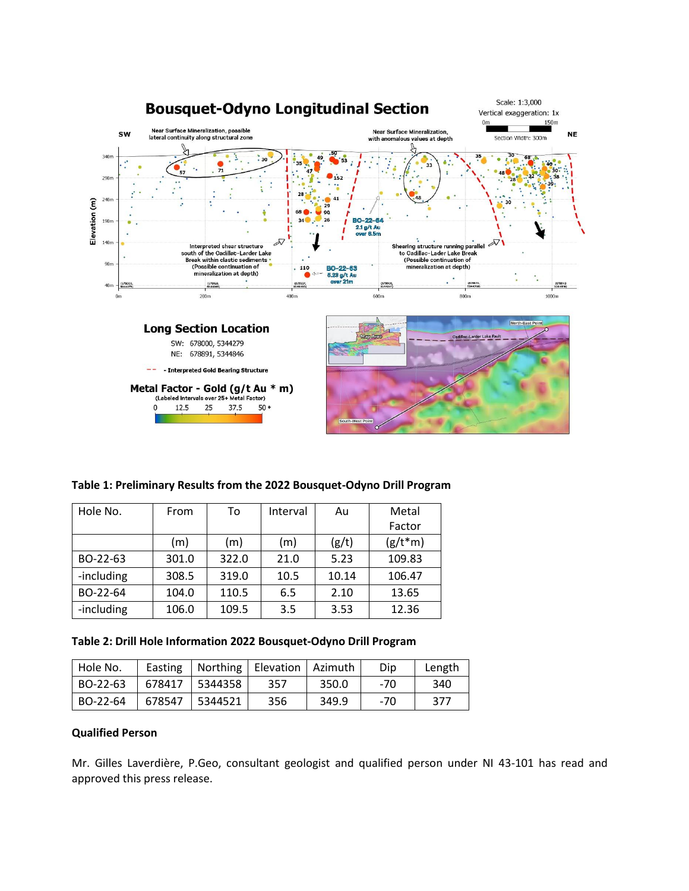## Bousquet-Odyno Longitudinal Section

Scale: 1:3,000
Vertical exaggeration: 1x
0m 150m
Section Width: 300m

SW NE

Near Surface Mineralization, possible lateral continuity along structural zone

Near Surface Mineralization, with anomalous values at depth

Interpreted shear structure south of the Cadillac-Larder Lake Break within clastic sediments (Possible continuation of mineralization at depth)

Shearing structure running parallel to Cadillac-Lader Lake Break (Possible continuation of mineralization at depth)

BO-22-64 2.1 g/t Au over 6.5m

BO-22-63 5.23 g/t Au over 21m

### Long Section Location

SW: 678000, 5344279
NE: 678891, 5344846

- Interpreted Gold Bearing Structure

**Metal Factor - Gold (g/t Au * m)**
(Labeled intervals over 25+ Metal Factor)
0 12.5 25 37.5 50 +

**Table 1: Preliminary Results from the 2022 Bousquet-Odyno Drill Program**

| Hole No. | From | To | Interval | Au | Metal Factor |
|---|---|---|---|---|---|
| | (m) | (m) | (m) | (g/t) | (g/t*m) |
| BO-22-63 | 301.0 | 322.0 | 21.0 | 5.23 | 109.83 |
| -including | 308.5 | 319.0 | 10.5 | 10.14 | 106.47 |
| BO-22-64 | 104.0 | 110.5 | 6.5 | 2.10 | 13.65 |
| -including | 106.0 | 109.5 | 3.5 | 3.53 | 12.36 |

**Table 2: Drill Hole Information 2022 Bousquet-Odyno Drill Program**

| Hole No. | Easting | Northing | Elevation | Azimuth | Dip | Length |
|---|---|---|---|---|---|---|
| BO-22-63 | 678417 | 5344358 | 357 | 350.0 | -70 | 340 |
| BO-22-64 | 678547 | 5344521 | 356 | 349.9 | -70 | 377 |

**Qualified Person**

Mr. Gilles Laverdière, P.Geo, consultant geologist and qualified person under NI 43-101 has read and approved this press release.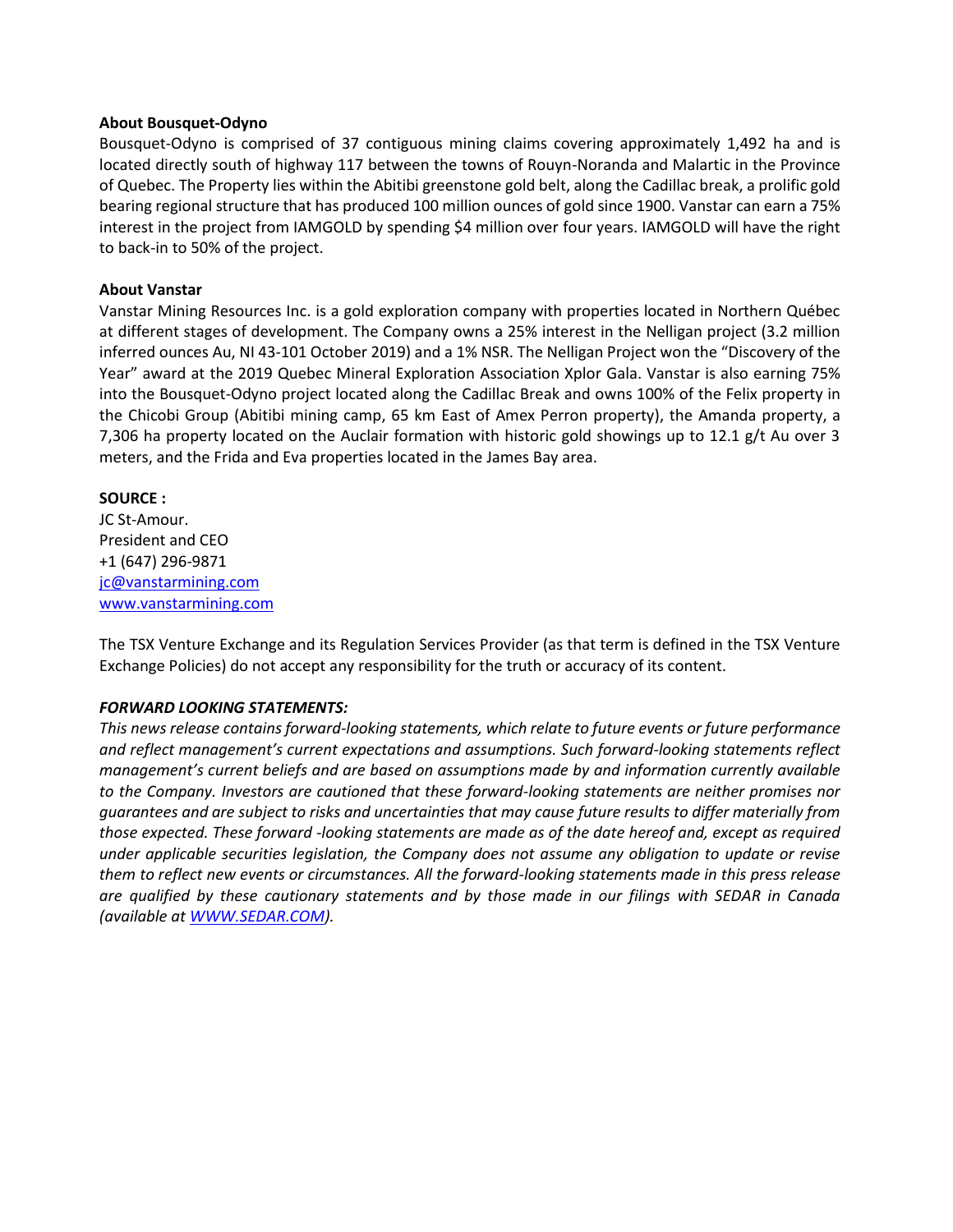**About Bousquet-Odyno**

Bousquet-Odyno is comprised of 37 contiguous mining claims covering approximately 1,492 ha and is located directly south of highway 117 between the towns of Rouyn-Noranda and Malartic in the Province of Quebec. The Property lies within the Abitibi greenstone gold belt, along the Cadillac break, a prolific gold bearing regional structure that has produced 100 million ounces of gold since 1900. Vanstar can earn a 75% interest in the project from IAMGOLD by spending $4 million over four years. IAMGOLD will have the right to back-in to 50% of the project.

**About Vanstar**

Vanstar Mining Resources Inc. is a gold exploration company with properties located in Northern Québec at different stages of development. The Company owns a 25% interest in the Nelligan project (3.2 million inferred ounces Au, NI 43-101 October 2019) and a 1% NSR. The Nelligan Project won the "Discovery of the Year" award at the 2019 Quebec Mineral Exploration Association Xplor Gala. Vanstar is also earning 75% into the Bousquet-Odyno project located along the Cadillac Break and owns 100% of the Felix property in the Chicobi Group (Abitibi mining camp, 65 km East of Amex Perron property), the Amanda property, a 7,306 ha property located on the Auclair formation with historic gold showings up to 12.1 g/t Au over 3 meters, and the Frida and Eva properties located in the James Bay area.

**SOURCE :**

JC St-Amour.
President and CEO
+1 (647) 296-9871
jc@vanstarmining.com
www.vanstarmining.com

The TSX Venture Exchange and its Regulation Services Provider (as that term is defined in the TSX Venture Exchange Policies) do not accept any responsibility for the truth or accuracy of its content.

***FORWARD LOOKING STATEMENTS:***

*This news release contains forward-looking statements, which relate to future events or future performance and reflect management's current expectations and assumptions. Such forward-looking statements reflect management's current beliefs and are based on assumptions made by and information currently available to the Company. Investors are cautioned that these forward-looking statements are neither promises nor guarantees and are subject to risks and uncertainties that may cause future results to differ materially from those expected. These forward -looking statements are made as of the date hereof and, except as required under applicable securities legislation, the Company does not assume any obligation to update or revise them to reflect new events or circumstances. All the forward-looking statements made in this press release are qualified by these cautionary statements and by those made in our filings with SEDAR in Canada (available at WWW.SEDAR.COM).*